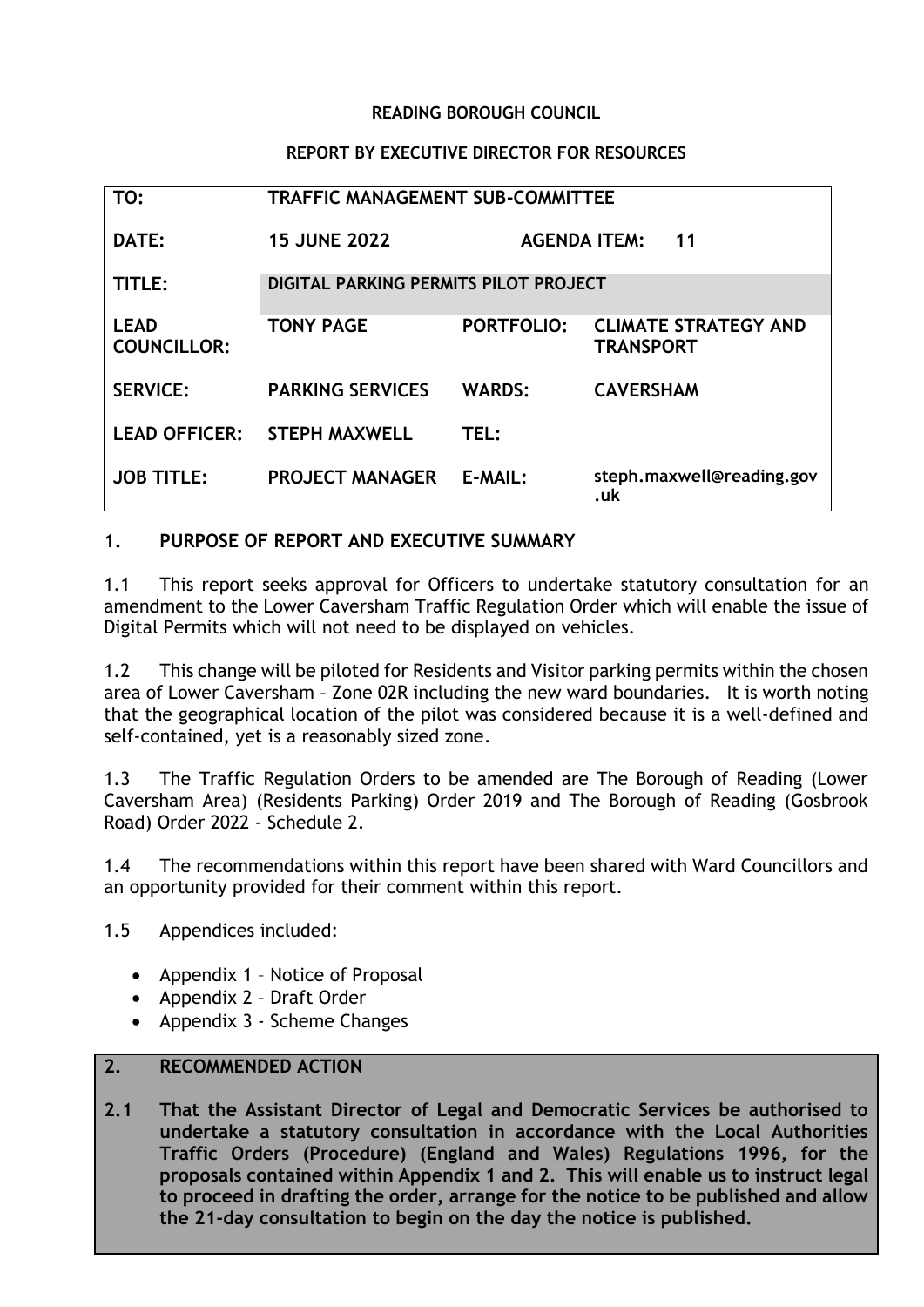**READING BOROUGH COUNCIL**

**REPORT BY EXECUTIVE DIRECTOR FOR RESOURCES**

| | | | |
|---|---|---|---|
| **TO:** | **TRAFFIC MANAGEMENT SUB-COMMITTEE** | | |
| **DATE:** | **15 JUNE 2022** | **AGENDA ITEM:** | **11** |
| **TITLE:** | **DIGITAL PARKING PERMITS PILOT PROJECT** | | |
| **LEAD COUNCILLOR:** | **TONY PAGE** | **PORTFOLIO:** | **CLIMATE STRATEGY AND TRANSPORT** |
| **SERVICE:** | **PARKING SERVICES** | **WARDS:** | **CAVERSHAM** |
| **LEAD OFFICER:** | **STEPH MAXWELL** | **TEL:** | |
| **JOB TITLE:** | **PROJECT MANAGER** | **E-MAIL:** | **steph.maxwell@reading.gov.uk** |

## 1. PURPOSE OF REPORT AND EXECUTIVE SUMMARY

1.1 This report seeks approval for Officers to undertake statutory consultation for an amendment to the Lower Caversham Traffic Regulation Order which will enable the issue of Digital Permits which will not need to be displayed on vehicles.

1.2 This change will be piloted for Residents and Visitor parking permits within the chosen area of Lower Caversham – Zone 02R including the new ward boundaries. It is worth noting that the geographical location of the pilot was considered because it is a well-defined and self-contained, yet is a reasonably sized zone.

1.3 The Traffic Regulation Orders to be amended are The Borough of Reading (Lower Caversham Area) (Residents Parking) Order 2019 and The Borough of Reading (Gosbrook Road) Order 2022 - Schedule 2.

1.4 The recommendations within this report have been shared with Ward Councillors and an opportunity provided for their comment within this report.

1.5 Appendices included:

- Appendix 1 – Notice of Proposal
- Appendix 2 – Draft Order
- Appendix 3 - Scheme Changes

## 2. RECOMMENDED ACTION

**2.1 That the Assistant Director of Legal and Democratic Services be authorised to undertake a statutory consultation in accordance with the Local Authorities Traffic Orders (Procedure) (England and Wales) Regulations 1996, for the proposals contained within Appendix 1 and 2. This will enable us to instruct legal to proceed in drafting the order, arrange for the notice to be published and allow the 21-day consultation to begin on the day the notice is published.**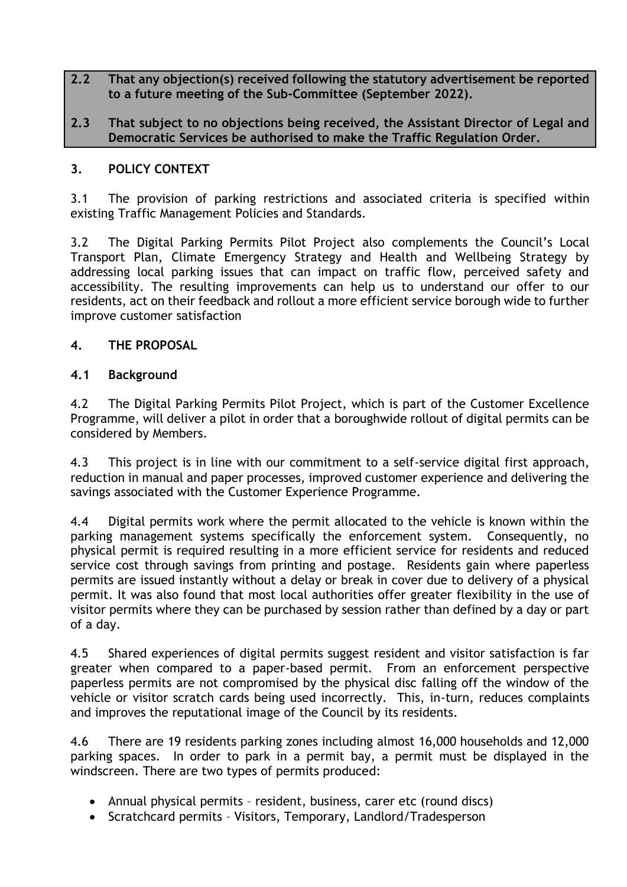**2.2 That any objection(s) received following the statutory advertisement be reported to a future meeting of the Sub-Committee (September 2022).**

**2.3 That subject to no objections being received, the Assistant Director of Legal and Democratic Services be authorised to make the Traffic Regulation Order.**

## 3. POLICY CONTEXT

3.1 The provision of parking restrictions and associated criteria is specified within existing Traffic Management Policies and Standards.

3.2 The Digital Parking Permits Pilot Project also complements the Council's Local Transport Plan, Climate Emergency Strategy and Health and Wellbeing Strategy by addressing local parking issues that can impact on traffic flow, perceived safety and accessibility. The resulting improvements can help us to understand our offer to our residents, act on their feedback and rollout a more efficient service borough wide to further improve customer satisfaction

## 4. THE PROPOSAL

### 4.1 Background

4.2 The Digital Parking Permits Pilot Project, which is part of the Customer Excellence Programme, will deliver a pilot in order that a boroughwide rollout of digital permits can be considered by Members.

4.3 This project is in line with our commitment to a self-service digital first approach, reduction in manual and paper processes, improved customer experience and delivering the savings associated with the Customer Experience Programme.

4.4 Digital permits work where the permit allocated to the vehicle is known within the parking management systems specifically the enforcement system. Consequently, no physical permit is required resulting in a more efficient service for residents and reduced service cost through savings from printing and postage. Residents gain where paperless permits are issued instantly without a delay or break in cover due to delivery of a physical permit. It was also found that most local authorities offer greater flexibility in the use of visitor permits where they can be purchased by session rather than defined by a day or part of a day.

4.5 Shared experiences of digital permits suggest resident and visitor satisfaction is far greater when compared to a paper-based permit. From an enforcement perspective paperless permits are not compromised by the physical disc falling off the window of the vehicle or visitor scratch cards being used incorrectly. This, in-turn, reduces complaints and improves the reputational image of the Council by its residents.

4.6 There are 19 residents parking zones including almost 16,000 households and 12,000 parking spaces. In order to park in a permit bay, a permit must be displayed in the windscreen. There are two types of permits produced:

- Annual physical permits – resident, business, carer etc (round discs)
- Scratchcard permits – Visitors, Temporary, Landlord/Tradesperson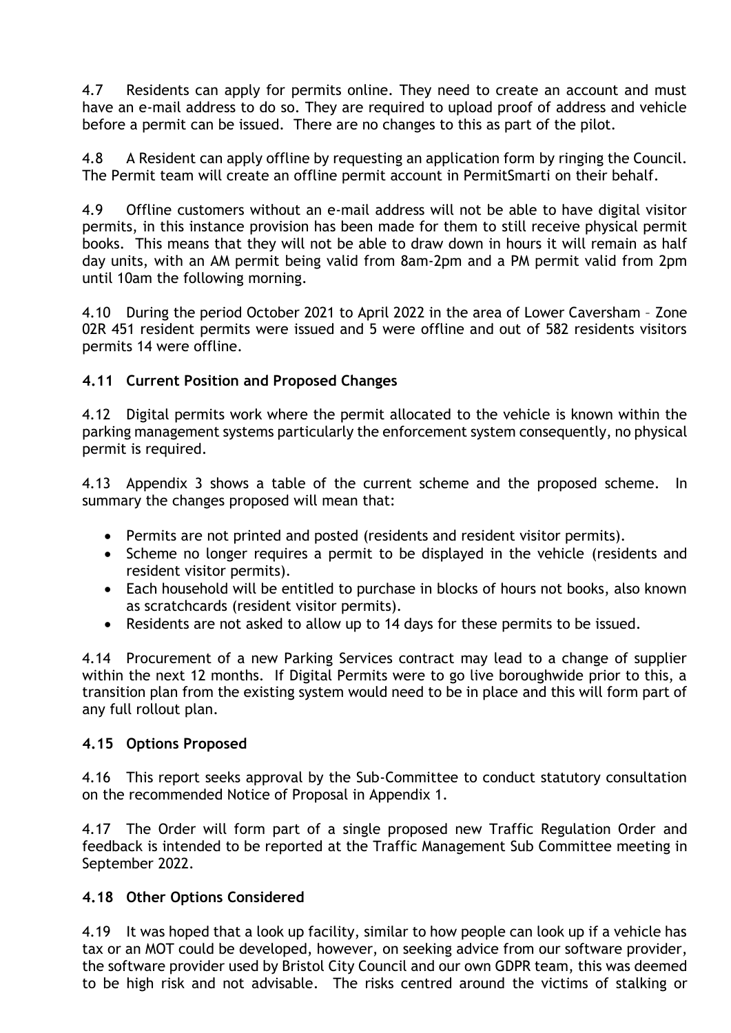4.7 Residents can apply for permits online. They need to create an account and must have an e-mail address to do so. They are required to upload proof of address and vehicle before a permit can be issued. There are no changes to this as part of the pilot.

4.8 A Resident can apply offline by requesting an application form by ringing the Council. The Permit team will create an offline permit account in PermitSmarti on their behalf.

4.9 Offline customers without an e-mail address will not be able to have digital visitor permits, in this instance provision has been made for them to still receive physical permit books. This means that they will not be able to draw down in hours it will remain as half day units, with an AM permit being valid from 8am-2pm and a PM permit valid from 2pm until 10am the following morning.

4.10 During the period October 2021 to April 2022 in the area of Lower Caversham – Zone 02R 451 resident permits were issued and 5 were offline and out of 582 residents visitors permits 14 were offline.

**4.11 Current Position and Proposed Changes**

4.12 Digital permits work where the permit allocated to the vehicle is known within the parking management systems particularly the enforcement system consequently, no physical permit is required.

4.13 Appendix 3 shows a table of the current scheme and the proposed scheme. In summary the changes proposed will mean that:

- Permits are not printed and posted (residents and resident visitor permits).
- Scheme no longer requires a permit to be displayed in the vehicle (residents and resident visitor permits).
- Each household will be entitled to purchase in blocks of hours not books, also known as scratchcards (resident visitor permits).
- Residents are not asked to allow up to 14 days for these permits to be issued.

4.14 Procurement of a new Parking Services contract may lead to a change of supplier within the next 12 months. If Digital Permits were to go live boroughwide prior to this, a transition plan from the existing system would need to be in place and this will form part of any full rollout plan.

**4.15 Options Proposed**

4.16 This report seeks approval by the Sub-Committee to conduct statutory consultation on the recommended Notice of Proposal in Appendix 1.

4.17 The Order will form part of a single proposed new Traffic Regulation Order and feedback is intended to be reported at the Traffic Management Sub Committee meeting in September 2022.

**4.18 Other Options Considered**

4.19 It was hoped that a look up facility, similar to how people can look up if a vehicle has tax or an MOT could be developed, however, on seeking advice from our software provider, the software provider used by Bristol City Council and our own GDPR team, this was deemed to be high risk and not advisable. The risks centred around the victims of stalking or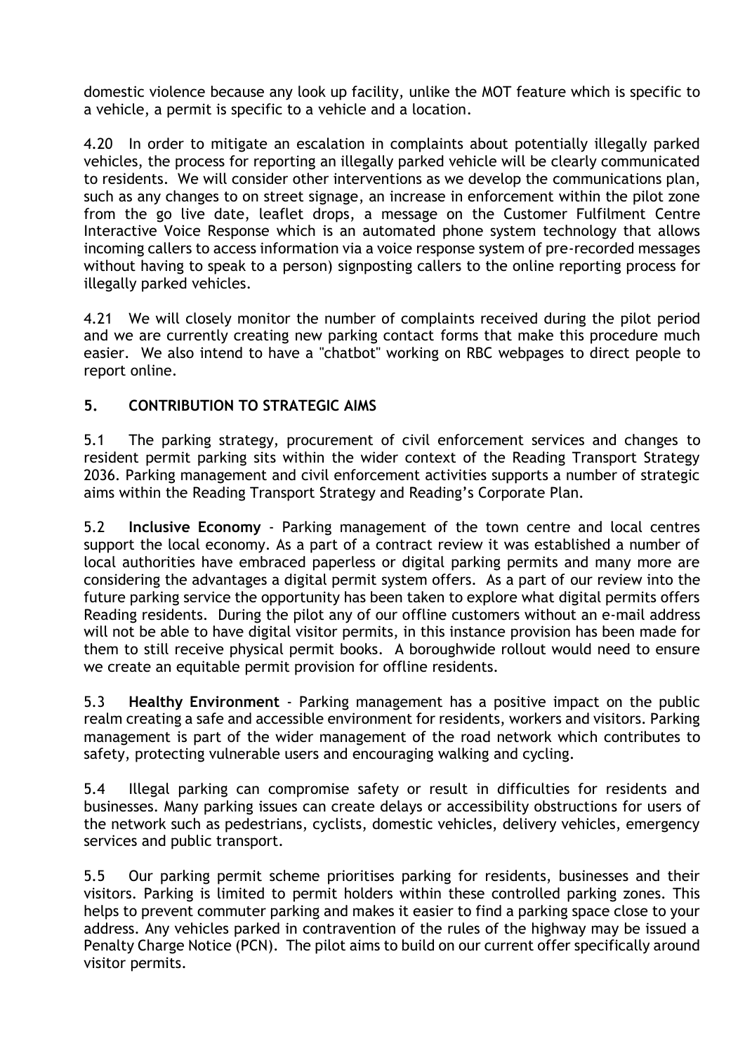domestic violence because any look up facility, unlike the MOT feature which is specific to a vehicle, a permit is specific to a vehicle and a location.

4.20 In order to mitigate an escalation in complaints about potentially illegally parked vehicles, the process for reporting an illegally parked vehicle will be clearly communicated to residents. We will consider other interventions as we develop the communications plan, such as any changes to on street signage, an increase in enforcement within the pilot zone from the go live date, leaflet drops, a message on the Customer Fulfilment Centre Interactive Voice Response which is an automated phone system technology that allows incoming callers to access information via a voice response system of pre-recorded messages without having to speak to a person) signposting callers to the online reporting process for illegally parked vehicles.

4.21 We will closely monitor the number of complaints received during the pilot period and we are currently creating new parking contact forms that make this procedure much easier. We also intend to have a "chatbot" working on RBC webpages to direct people to report online.

## 5. CONTRIBUTION TO STRATEGIC AIMS

5.1 The parking strategy, procurement of civil enforcement services and changes to resident permit parking sits within the wider context of the Reading Transport Strategy 2036. Parking management and civil enforcement activities supports a number of strategic aims within the Reading Transport Strategy and Reading's Corporate Plan.

5.2 **Inclusive Economy** - Parking management of the town centre and local centres support the local economy. As a part of a contract review it was established a number of local authorities have embraced paperless or digital parking permits and many more are considering the advantages a digital permit system offers. As a part of our review into the future parking service the opportunity has been taken to explore what digital permits offers Reading residents. During the pilot any of our offline customers without an e-mail address will not be able to have digital visitor permits, in this instance provision has been made for them to still receive physical permit books. A boroughwide rollout would need to ensure we create an equitable permit provision for offline residents.

5.3 **Healthy Environment** - Parking management has a positive impact on the public realm creating a safe and accessible environment for residents, workers and visitors. Parking management is part of the wider management of the road network which contributes to safety, protecting vulnerable users and encouraging walking and cycling.

5.4 Illegal parking can compromise safety or result in difficulties for residents and businesses. Many parking issues can create delays or accessibility obstructions for users of the network such as pedestrians, cyclists, domestic vehicles, delivery vehicles, emergency services and public transport.

5.5 Our parking permit scheme prioritises parking for residents, businesses and their visitors. Parking is limited to permit holders within these controlled parking zones. This helps to prevent commuter parking and makes it easier to find a parking space close to your address. Any vehicles parked in contravention of the rules of the highway may be issued a Penalty Charge Notice (PCN). The pilot aims to build on our current offer specifically around visitor permits.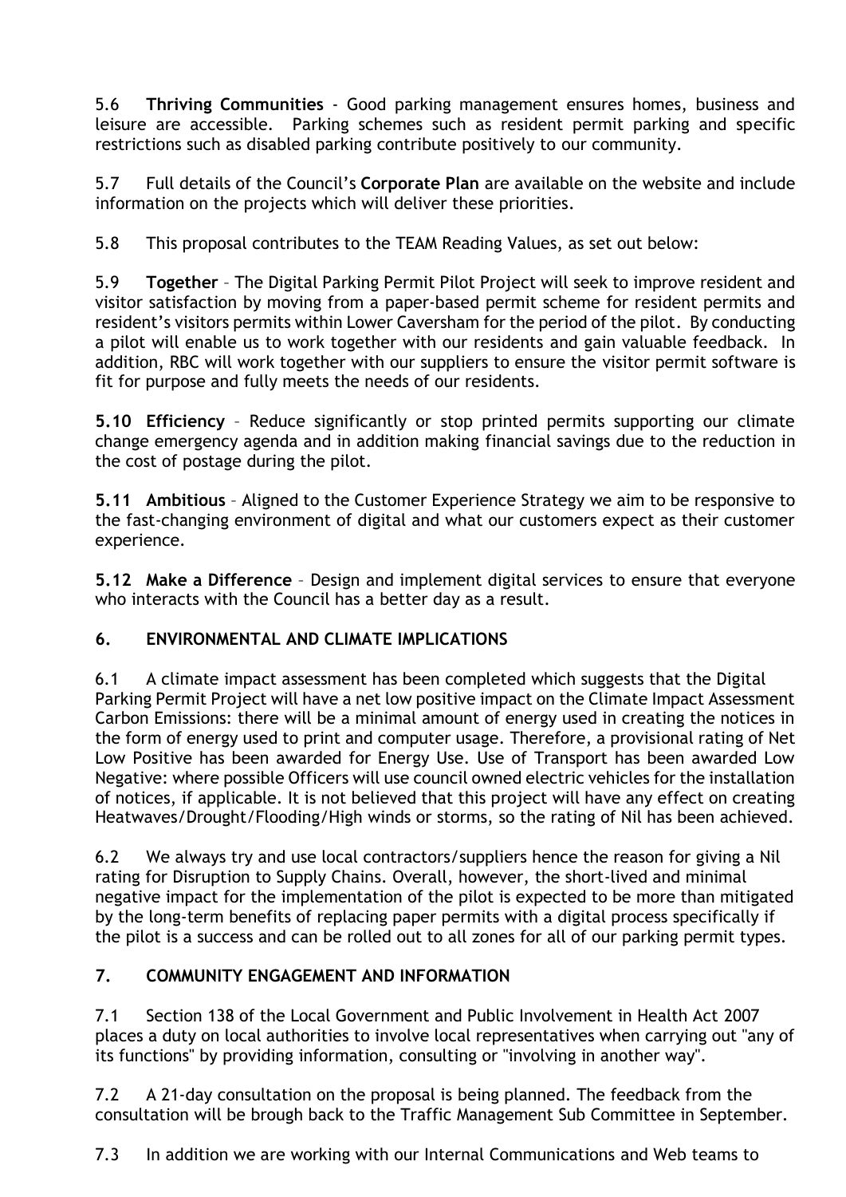5.6 **Thriving Communities** - Good parking management ensures homes, business and leisure are accessible. Parking schemes such as resident permit parking and specific restrictions such as disabled parking contribute positively to our community.

5.7 Full details of the Council's **Corporate Plan** are available on the website and include information on the projects which will deliver these priorities.

5.8 This proposal contributes to the TEAM Reading Values, as set out below:

5.9 **Together** – The Digital Parking Permit Pilot Project will seek to improve resident and visitor satisfaction by moving from a paper-based permit scheme for resident permits and resident's visitors permits within Lower Caversham for the period of the pilot. By conducting a pilot will enable us to work together with our residents and gain valuable feedback. In addition, RBC will work together with our suppliers to ensure the visitor permit software is fit for purpose and fully meets the needs of our residents.

**5.10 Efficiency** – Reduce significantly or stop printed permits supporting our climate change emergency agenda and in addition making financial savings due to the reduction in the cost of postage during the pilot.

**5.11 Ambitious** – Aligned to the Customer Experience Strategy we aim to be responsive to the fast-changing environment of digital and what our customers expect as their customer experience.

**5.12 Make a Difference** – Design and implement digital services to ensure that everyone who interacts with the Council has a better day as a result.

## 6. ENVIRONMENTAL AND CLIMATE IMPLICATIONS

6.1 A climate impact assessment has been completed which suggests that the Digital Parking Permit Project will have a net low positive impact on the Climate Impact Assessment Carbon Emissions: there will be a minimal amount of energy used in creating the notices in the form of energy used to print and computer usage. Therefore, a provisional rating of Net Low Positive has been awarded for Energy Use. Use of Transport has been awarded Low Negative: where possible Officers will use council owned electric vehicles for the installation of notices, if applicable. It is not believed that this project will have any effect on creating Heatwaves/Drought/Flooding/High winds or storms, so the rating of Nil has been achieved.

6.2 We always try and use local contractors/suppliers hence the reason for giving a Nil rating for Disruption to Supply Chains. Overall, however, the short-lived and minimal negative impact for the implementation of the pilot is expected to be more than mitigated by the long-term benefits of replacing paper permits with a digital process specifically if the pilot is a success and can be rolled out to all zones for all of our parking permit types.

## 7. COMMUNITY ENGAGEMENT AND INFORMATION

7.1 Section 138 of the Local Government and Public Involvement in Health Act 2007 places a duty on local authorities to involve local representatives when carrying out "any of its functions" by providing information, consulting or "involving in another way".

7.2 A 21-day consultation on the proposal is being planned. The feedback from the consultation will be brough back to the Traffic Management Sub Committee in September.

7.3 In addition we are working with our Internal Communications and Web teams to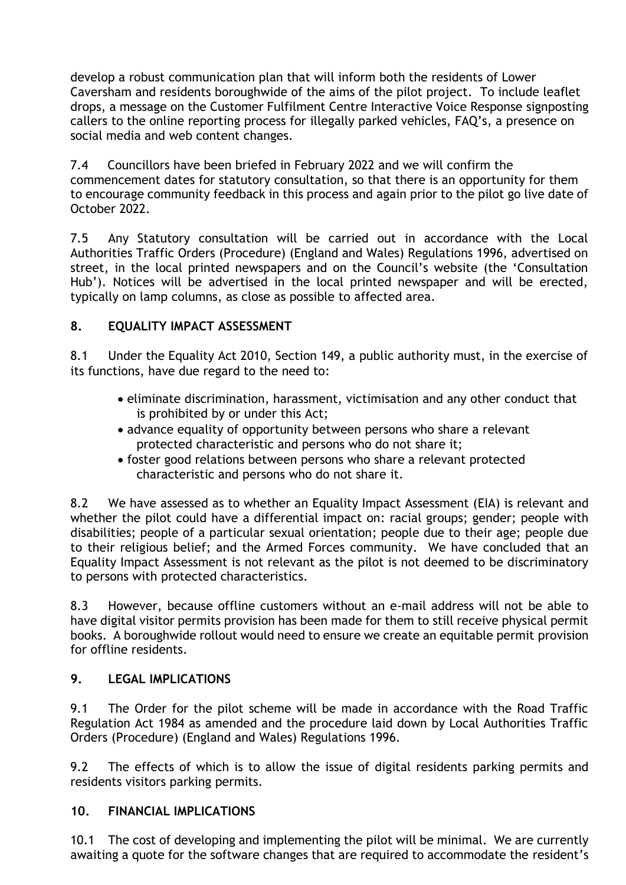develop a robust communication plan that will inform both the residents of Lower Caversham and residents boroughwide of the aims of the pilot project. To include leaflet drops, a message on the Customer Fulfilment Centre Interactive Voice Response signposting callers to the online reporting process for illegally parked vehicles, FAQ's, a presence on social media and web content changes.

7.4 Councillors have been briefed in February 2022 and we will confirm the commencement dates for statutory consultation, so that there is an opportunity for them to encourage community feedback in this process and again prior to the pilot go live date of October 2022.

7.5 Any Statutory consultation will be carried out in accordance with the Local Authorities Traffic Orders (Procedure) (England and Wales) Regulations 1996, advertised on street, in the local printed newspapers and on the Council's website (the 'Consultation Hub'). Notices will be advertised in the local printed newspaper and will be erected, typically on lamp columns, as close as possible to affected area.

## 8. EQUALITY IMPACT ASSESSMENT

8.1 Under the Equality Act 2010, Section 149, a public authority must, in the exercise of its functions, have due regard to the need to:

- eliminate discrimination, harassment, victimisation and any other conduct that is prohibited by or under this Act;
- advance equality of opportunity between persons who share a relevant protected characteristic and persons who do not share it;
- foster good relations between persons who share a relevant protected characteristic and persons who do not share it.

8.2 We have assessed as to whether an Equality Impact Assessment (EIA) is relevant and whether the pilot could have a differential impact on: racial groups; gender; people with disabilities; people of a particular sexual orientation; people due to their age; people due to their religious belief; and the Armed Forces community. We have concluded that an Equality Impact Assessment is not relevant as the pilot is not deemed to be discriminatory to persons with protected characteristics.

8.3 However, because offline customers without an e-mail address will not be able to have digital visitor permits provision has been made for them to still receive physical permit books. A boroughwide rollout would need to ensure we create an equitable permit provision for offline residents.

## 9. LEGAL IMPLICATIONS

9.1 The Order for the pilot scheme will be made in accordance with the Road Traffic Regulation Act 1984 as amended and the procedure laid down by Local Authorities Traffic Orders (Procedure) (England and Wales) Regulations 1996.

9.2 The effects of which is to allow the issue of digital residents parking permits and residents visitors parking permits.

## 10. FINANCIAL IMPLICATIONS

10.1 The cost of developing and implementing the pilot will be minimal. We are currently awaiting a quote for the software changes that are required to accommodate the resident's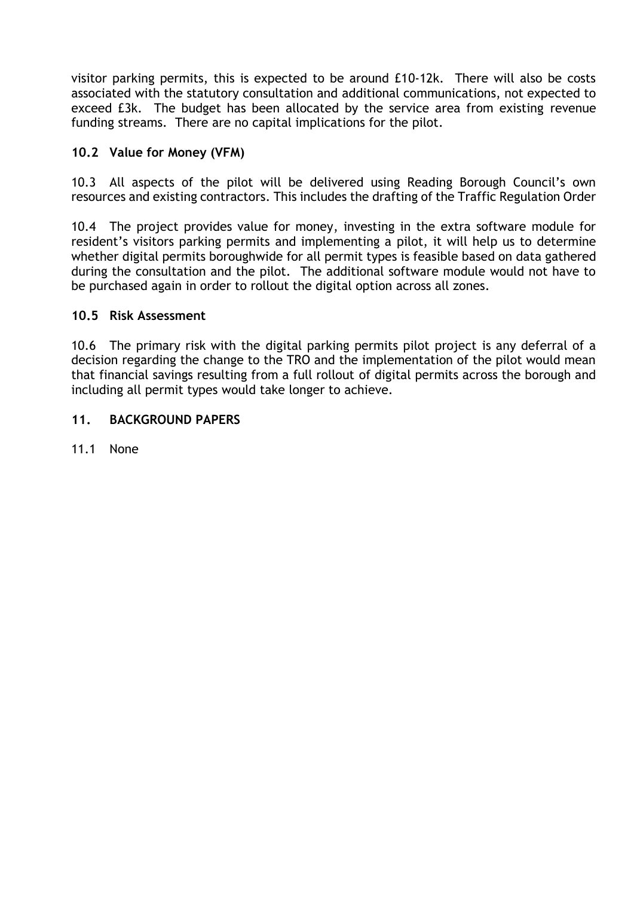visitor parking permits, this is expected to be around £10-12k. There will also be costs associated with the statutory consultation and additional communications, not expected to exceed £3k. The budget has been allocated by the service area from existing revenue funding streams. There are no capital implications for the pilot.

### 10.2 Value for Money (VFM)

10.3 All aspects of the pilot will be delivered using Reading Borough Council's own resources and existing contractors. This includes the drafting of the Traffic Regulation Order

10.4 The project provides value for money, investing in the extra software module for resident's visitors parking permits and implementing a pilot, it will help us to determine whether digital permits boroughwide for all permit types is feasible based on data gathered during the consultation and the pilot. The additional software module would not have to be purchased again in order to rollout the digital option across all zones.

### 10.5 Risk Assessment

10.6 The primary risk with the digital parking permits pilot project is any deferral of a decision regarding the change to the TRO and the implementation of the pilot would mean that financial savings resulting from a full rollout of digital permits across the borough and including all permit types would take longer to achieve.

## 11. BACKGROUND PAPERS

11.1 None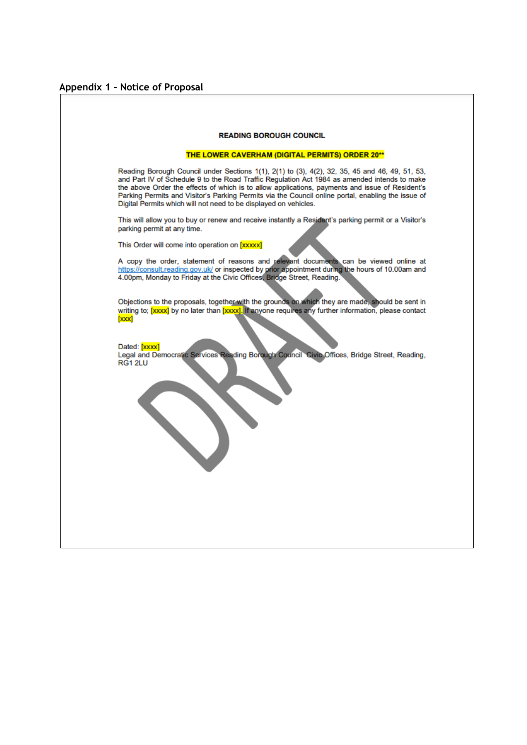## Appendix 1 – Notice of Proposal

**READING BOROUGH COUNCIL**

**THE LOWER CAVERHAM (DIGITAL PERMITS) ORDER 20****

Reading Borough Council under Sections 1(1), 2(1) to (3), 4(2), 32, 35, 45 and 46, 49, 51, 53, and Part IV of Schedule 9 to the Road Traffic Regulation Act 1984 as amended intends to make the above Order the effects of which is to allow applications, payments and issue of Resident's Parking Permits and Visitor's Parking Permits via the Council online portal, enabling the issue of Digital Permits which will not need to be displayed on vehicles.

This will allow you to buy or renew and receive instantly a Resident's parking permit or a Visitor's parking permit at any time.

This Order will come into operation on [xxxxx]

A copy the order, statement of reasons and relevant documents can be viewed online at https://consult.reading.gov.uk/ or inspected by prior appointment during the hours of 10.00am and 4.00pm, Monday to Friday at the Civic Offices, Bridge Street, Reading.

Objections to the proposals, together with the grounds on which they are made, should be sent in writing to; [xxxx] by no later than [xxxx]. If anyone requires any further information, please contact [xxx]

Dated: [xxxx]
Legal and Democratic Services Reading Borough Council Civic Offices, Bridge Street, Reading, RG1 2LU

DRAFT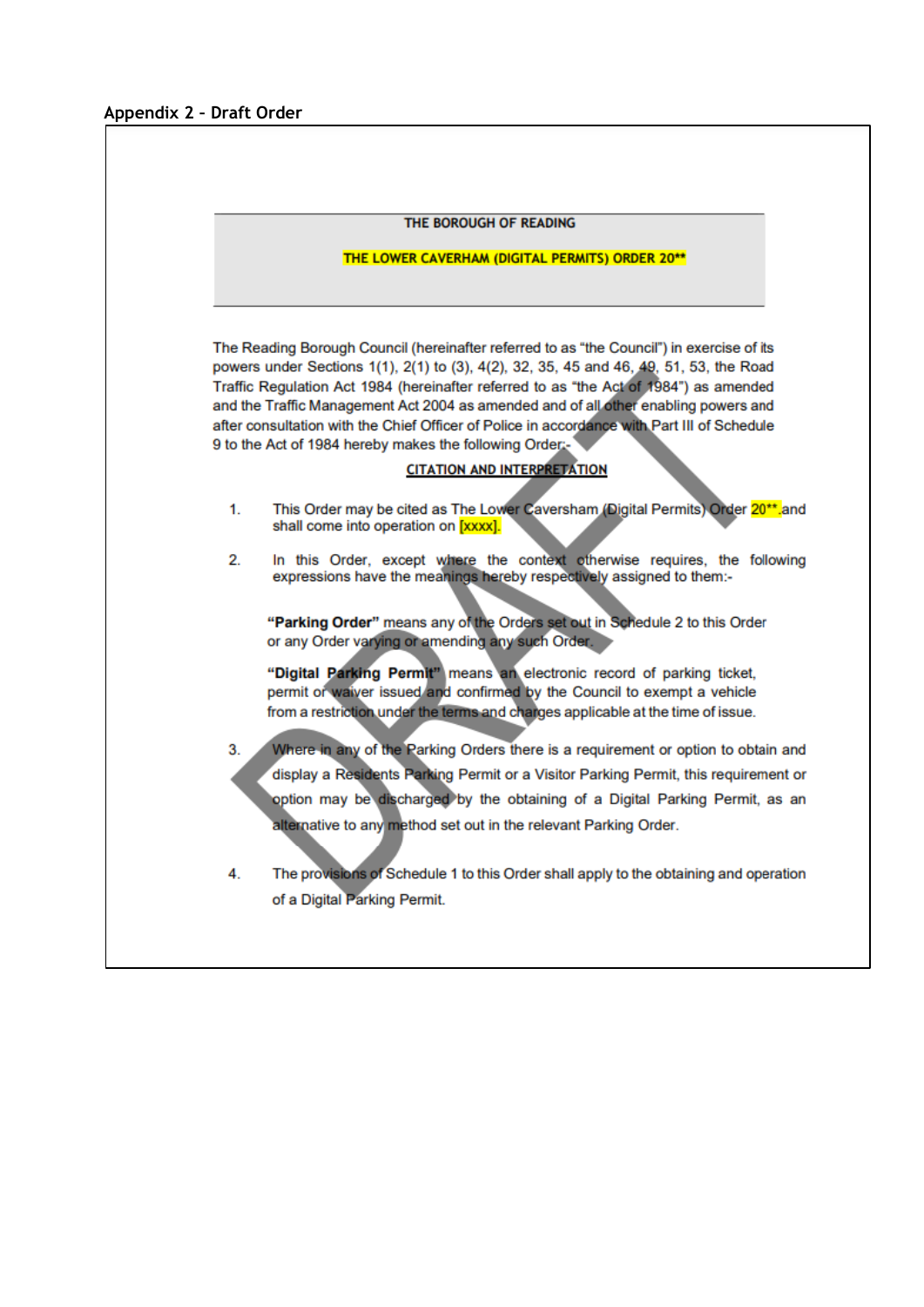**Appendix 2 – Draft Order**

THE BOROUGH OF READING

THE LOWER CAVERHAM (DIGITAL PERMITS) ORDER 20**

The Reading Borough Council (hereinafter referred to as "the Council") in exercise of its powers under Sections 1(1), 2(1) to (3), 4(2), 32, 35, 45 and 46, 49, 51, 53, the Road Traffic Regulation Act 1984 (hereinafter referred to as "the Act of 1984") as amended and the Traffic Management Act 2004 as amended and of all other enabling powers and after consultation with the Chief Officer of Police in accordance with Part III of Schedule 9 to the Act of 1984 hereby makes the following Order:-

**CITATION AND INTERPRETATION**

1. This Order may be cited as The Lower Caversham (Digital Permits) Order 20** and shall come into operation on [xxxx].

2. In this Order, except where the context otherwise requires, the following expressions have the meanings hereby respectively assigned to them:-

   **"Parking Order"** means any of the Orders set out in Schedule 2 to this Order or any Order varying or amending any such Order.

   **"Digital Parking Permit"** means an electronic record of parking ticket, permit or waiver issued and confirmed by the Council to exempt a vehicle from a restriction under the terms and charges applicable at the time of issue.

3. Where in any of the Parking Orders there is a requirement or option to obtain and display a Residents Parking Permit or a Visitor Parking Permit, this requirement or option may be discharged by the obtaining of a Digital Parking Permit, as an alternative to any method set out in the relevant Parking Order.

4. The provisions of Schedule 1 to this Order shall apply to the obtaining and operation of a Digital Parking Permit.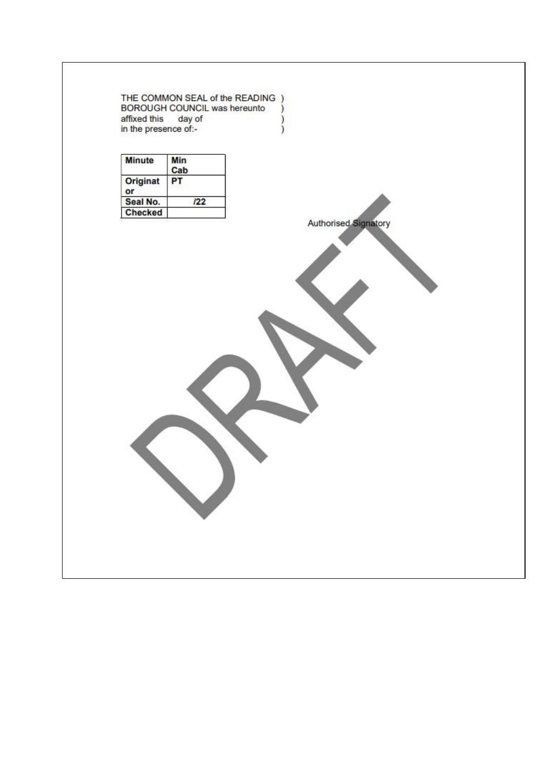THE COMMON SEAL of the READING )
BOROUGH COUNCIL was hereunto )
affixed this day of )
in the presence of:- )

| Minute | Min Cab |
| --- | --- |
| Originator | PT |
| Seal No. | /22 |
| Checked | |

Authorised Signatory

DRAFT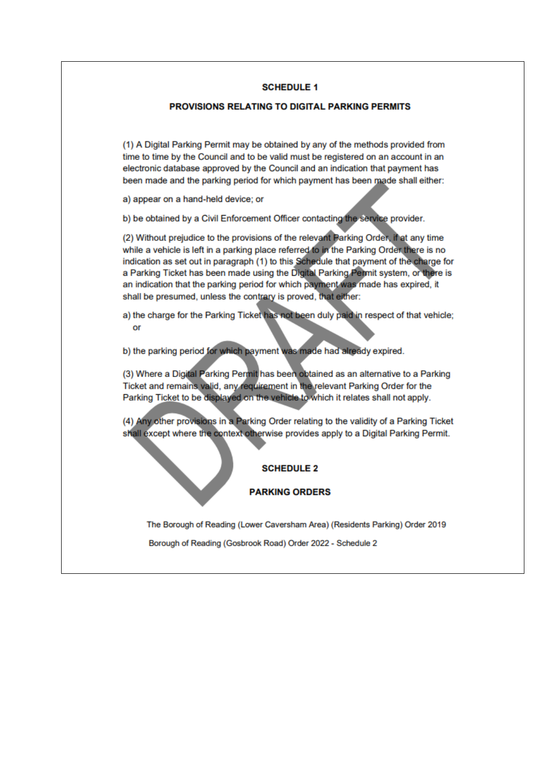## SCHEDULE 1

## PROVISIONS RELATING TO DIGITAL PARKING PERMITS

(1) A Digital Parking Permit may be obtained by any of the methods provided from time to time by the Council and to be valid must be registered on an account in an electronic database approved by the Council and an indication that payment has been made and the parking period for which payment has been made shall either:

a) appear on a hand-held device; or

b) be obtained by a Civil Enforcement Officer contacting the service provider.

(2) Without prejudice to the provisions of the relevant Parking Order, if at any time while a vehicle is left in a parking place referred to in the Parking Order there is no indication as set out in paragraph (1) to this Schedule that payment of the charge for a Parking Ticket has been made using the Digital Parking Permit system, or there is an indication that the parking period for which payment was made has expired, it shall be presumed, unless the contrary is proved, that either:

a) the charge for the Parking Ticket has not been duly paid in respect of that vehicle; or

b) the parking period for which payment was made had already expired.

(3) Where a Digital Parking Permit has been obtained as an alternative to a Parking Ticket and remains valid, any requirement in the relevant Parking Order for the Parking Ticket to be displayed on the vehicle to which it relates shall not apply.

(4) Any other provisions in a Parking Order relating to the validity of a Parking Ticket shall except where the context otherwise provides apply to a Digital Parking Permit.

## SCHEDULE 2

## PARKING ORDERS

The Borough of Reading (Lower Caversham Area) (Residents Parking) Order 2019

Borough of Reading (Gosbrook Road) Order 2022 - Schedule 2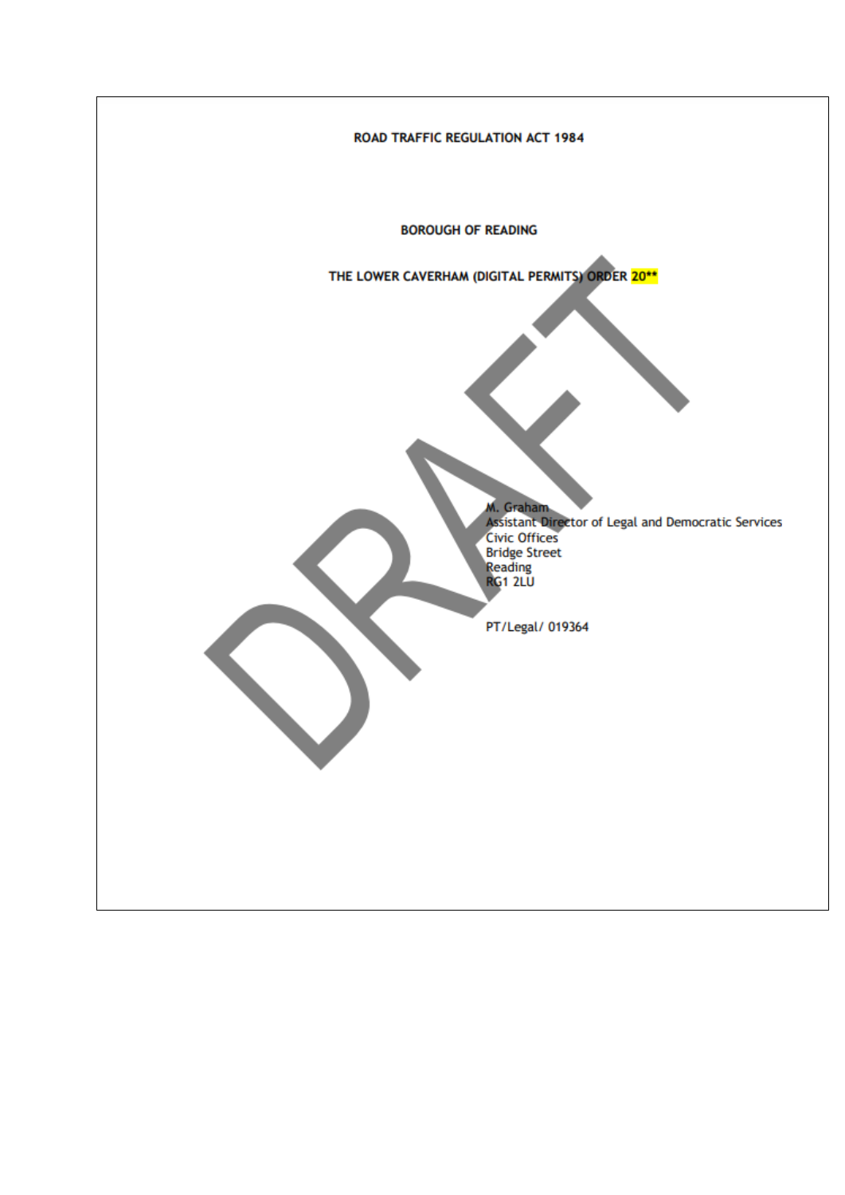**ROAD TRAFFIC REGULATION ACT 1984**

**BOROUGH OF READING**

**THE LOWER CAVERHAM (DIGITAL PERMITS) ORDER 20****

DRAFT

M. Graham
Assistant Director of Legal and Democratic Services
Civic Offices
Bridge Street
Reading
RG1 2LU

PT/Legal/ 019364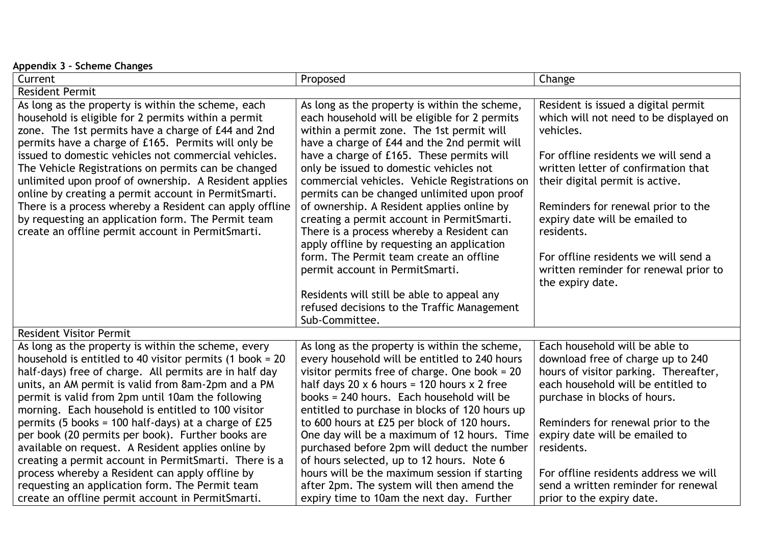**Appendix 3 – Scheme Changes**

| Current | Proposed | Change |
| --- | --- | --- |
| **Resident Permit** | | |
| As long as the property is within the scheme, each household is eligible for 2 permits within a permit zone. The 1st permits have a charge of £44 and 2nd permits have a charge of £165. Permits will only be issued to domestic vehicles not commercial vehicles. The Vehicle Registrations on permits can be changed unlimited upon proof of ownership. A Resident applies online by creating a permit account in PermitSmarti. There is a process whereby a Resident can apply offline by requesting an application form. The Permit team create an offline permit account in PermitSmarti. | As long as the property is within the scheme, each household will be eligible for 2 permits within a permit zone. The 1st permit will have a charge of £44 and the 2nd permit will have a charge of £165. These permits will only be issued to domestic vehicles not commercial vehicles. Vehicle Registrations on permits can be changed unlimited upon proof of ownership. A Resident applies online by creating a permit account in PermitSmarti. There is a process whereby a Resident can apply offline by requesting an application form. The Permit team create an offline permit account in PermitSmarti.<br><br>Residents will still be able to appeal any refused decisions to the Traffic Management Sub-Committee. | Resident is issued a digital permit which will not need to be displayed on vehicles.<br><br>For offline residents we will send a written letter of confirmation that their digital permit is active.<br><br>Reminders for renewal prior to the expiry date will be emailed to residents.<br><br>For offline residents we will send a written reminder for renewal prior to the expiry date. |
| **Resident Visitor Permit** | | |
| As long as the property is within the scheme, every household is entitled to 40 visitor permits (1 book = 20 half-days) free of charge. All permits are in half day units, an AM permit is valid from 8am-2pm and a PM permit is valid from 2pm until 10am the following morning. Each household is entitled to 100 visitor permits (5 books = 100 half-days) at a charge of £25 per book (20 permits per book). Further books are available on request. A Resident applies online by creating a permit account in PermitSmarti. There is a process whereby a Resident can apply offline by requesting an application form. The Permit team create an offline permit account in PermitSmarti. | As long as the property is within the scheme, every household will be entitled to 240 hours visitor permits free of charge. One book = 20 half days 20 x 6 hours = 120 hours x 2 free books = 240 hours. Each household will be entitled to purchase in blocks of 120 hours up to 600 hours at £25 per block of 120 hours. One day will be a maximum of 12 hours. Time purchased before 2pm will deduct the number of hours selected, up to 12 hours. Note 6 hours will be the maximum session if starting after 2pm. The system will then amend the expiry time to 10am the next day. Further | Each household will be able to download free of charge up to 240 hours of visitor parking. Thereafter, each household will be entitled to purchase in blocks of hours.<br><br>Reminders for renewal prior to the expiry date will be emailed to residents.<br><br>For offline residents address we will send a written reminder for renewal prior to the expiry date. |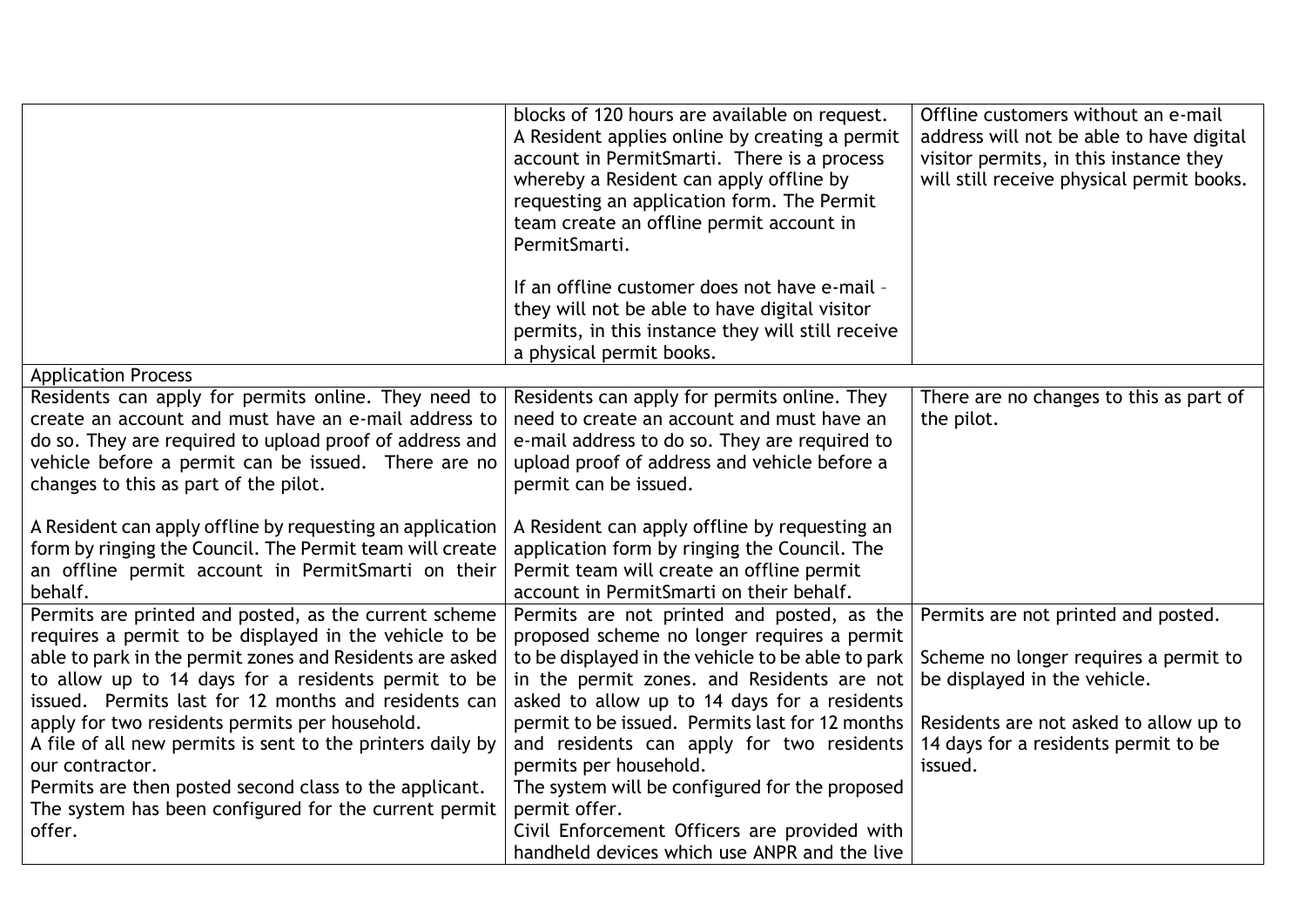| | | |
|---|---|---|
| | blocks of 120 hours are available on request. A Resident applies online by creating a permit account in PermitSmarti. There is a process whereby a Resident can apply offline by requesting an application form. The Permit team create an offline permit account in PermitSmarti.<br><br>If an offline customer does not have e-mail – they will not be able to have digital visitor permits, in this instance they will still receive a physical permit books. | Offline customers without an e-mail address will not be able to have digital visitor permits, in this instance they will still receive physical permit books. |
| Application Process | | |
| Residents can apply for permits online. They need to create an account and must have an e-mail address to do so. They are required to upload proof of address and vehicle before a permit can be issued. There are no changes to this as part of the pilot.<br><br>A Resident can apply offline by requesting an application form by ringing the Council. The Permit team will create an offline permit account in PermitSmarti on their behalf. | Residents can apply for permits online. They need to create an account and must have an e-mail address to do so. They are required to upload proof of address and vehicle before a permit can be issued.<br><br>A Resident can apply offline by requesting an application form by ringing the Council. The Permit team will create an offline permit account in PermitSmarti on their behalf. | There are no changes to this as part of the pilot. |
| Permits are printed and posted, as the current scheme requires a permit to be displayed in the vehicle to be able to park in the permit zones and Residents are asked to allow up to 14 days for a residents permit to be issued. Permits last for 12 months and residents can apply for two residents permits per household.<br>A file of all new permits is sent to the printers daily by our contractor.<br>Permits are then posted second class to the applicant.<br>The system has been configured for the current permit offer. | Permits are not printed and posted, as the proposed scheme no longer requires a permit to be displayed in the vehicle to be able to park in the permit zones. and Residents are not asked to allow up to 14 days for a residents permit to be issued. Permits last for 12 months and residents can apply for two residents permits per household.<br>The system will be configured for the proposed permit offer.<br>Civil Enforcement Officers are provided with handheld devices which use ANPR and the live | Permits are not printed and posted.<br><br>Scheme no longer requires a permit to be displayed in the vehicle.<br><br>Residents are not asked to allow up to 14 days for a residents permit to be issued. |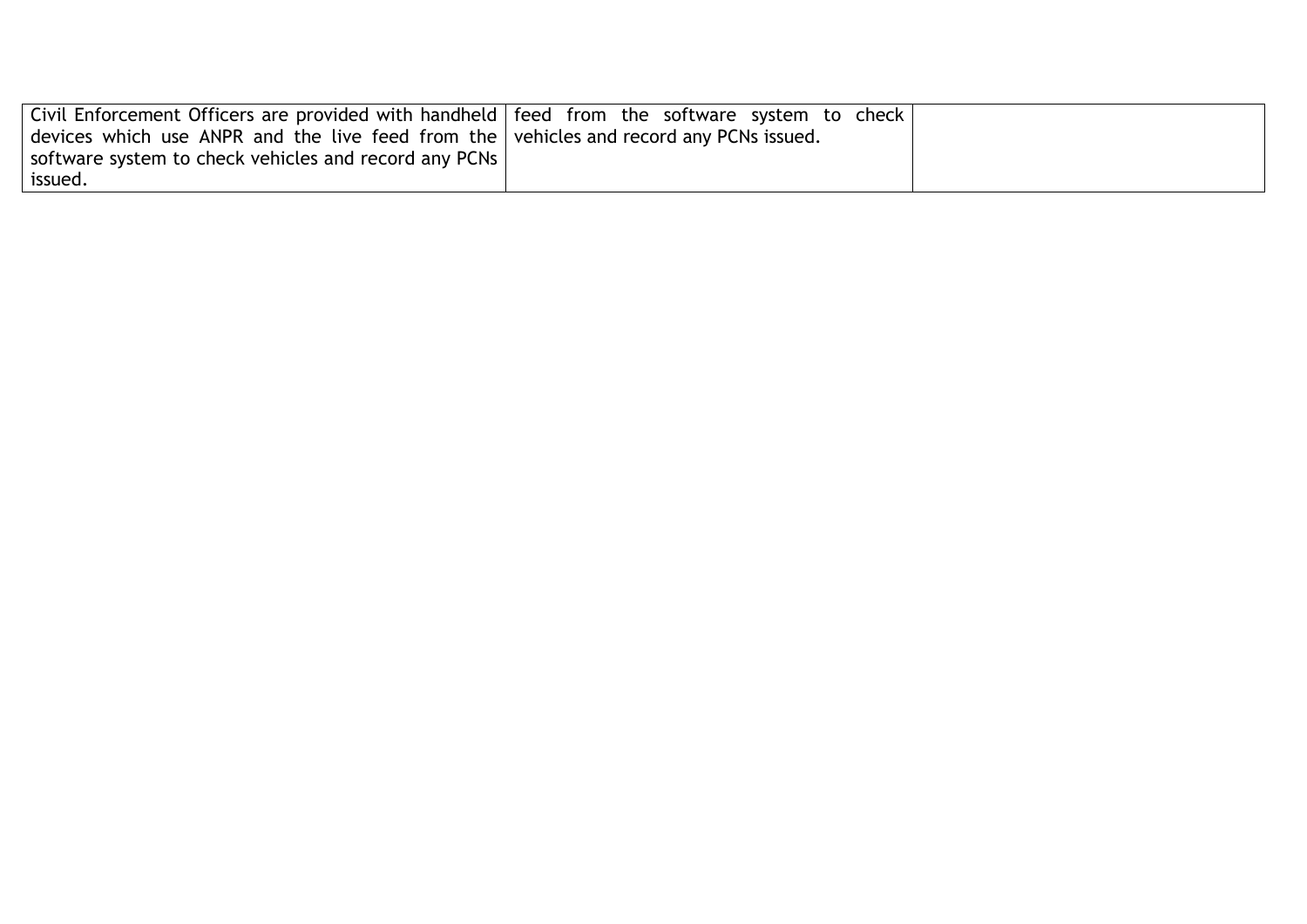| | | |
|---|---|---|
| Civil Enforcement Officers are provided with handheld devices which use ANPR and the live feed from the software system to check vehicles and record any PCNs issued. | feed from the software system to check vehicles and record any PCNs issued. | |